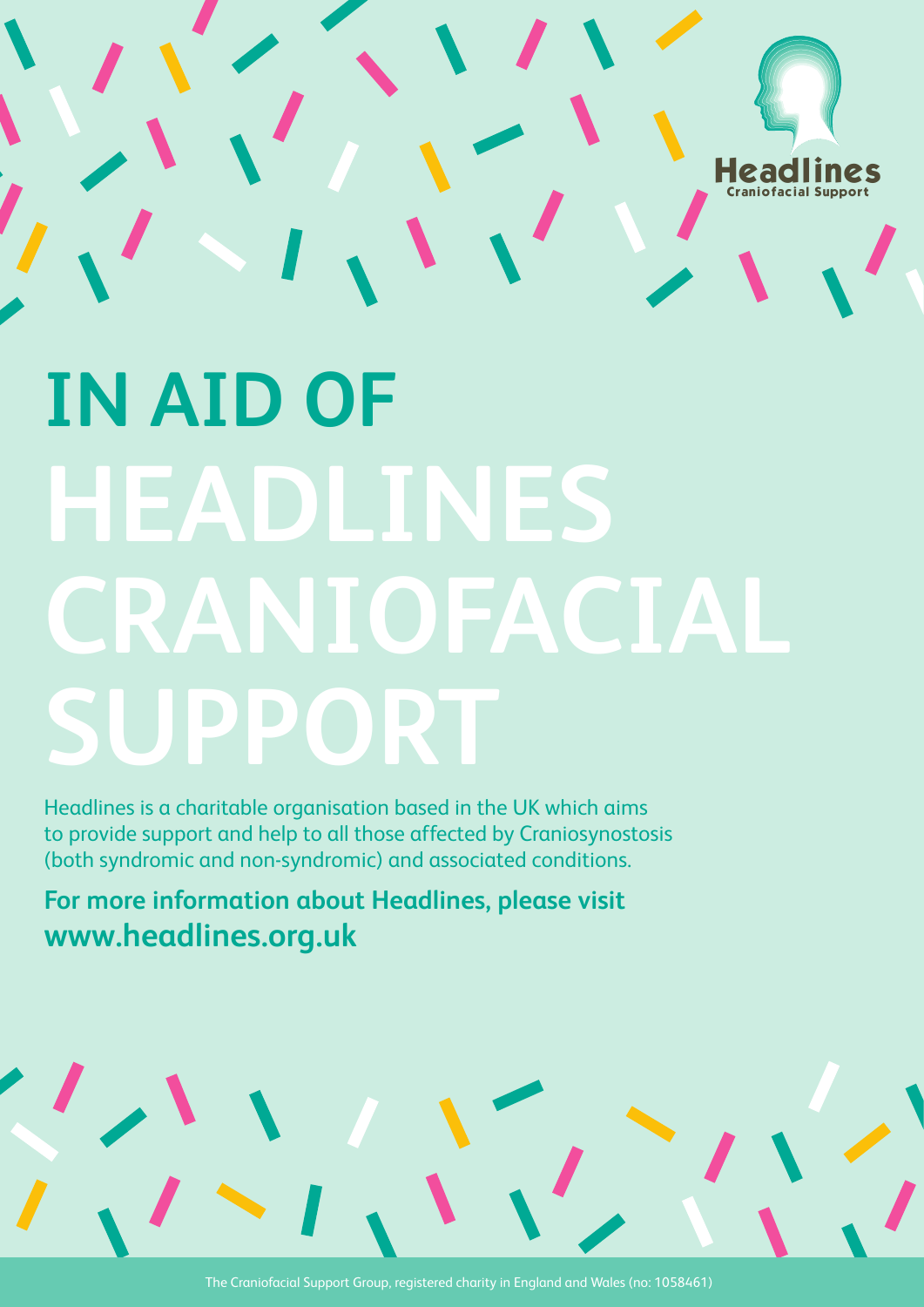Headlines
Craniofacial Support

# IN AID OF HEADLINES CRANIOFACIAL SUPPORT

Headlines is a charitable organisation based in the UK which aims to provide support and help to all those affected by Craniosynostosis (both syndromic and non-syndromic) and associated conditions.

**For more information about Headlines, please visit www.headlines.org.uk**

The Craniofacial Support Group, registered charity in England and Wales (no: 1058461)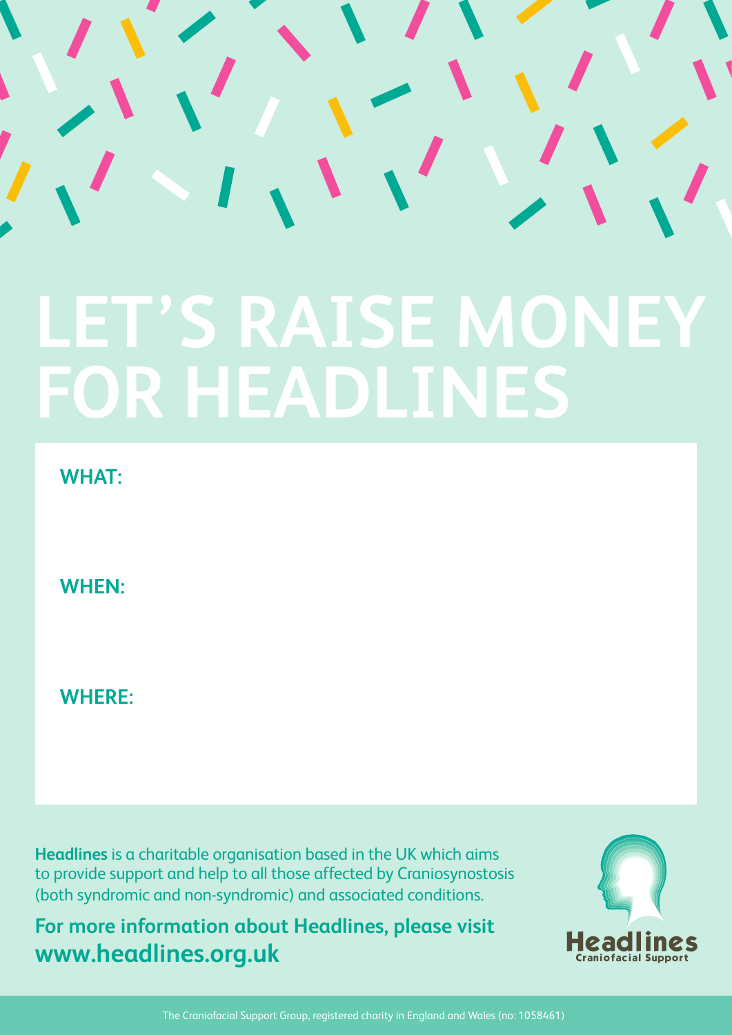# LET'S RAISE MONEY FOR HEADLINES

**WHAT:**

**WHEN:**

**WHERE:**

**Headlines** is a charitable organisation based in the UK which aims to provide support and help to all those affected by Craniosynostosis (both syndromic and non-syndromic) and associated conditions.

**For more information about Headlines, please visit www.headlines.org.uk**

Headlines
Craniofacial Support

The Craniofacial Support Group, registered charity in England and Wales (no: 1058461)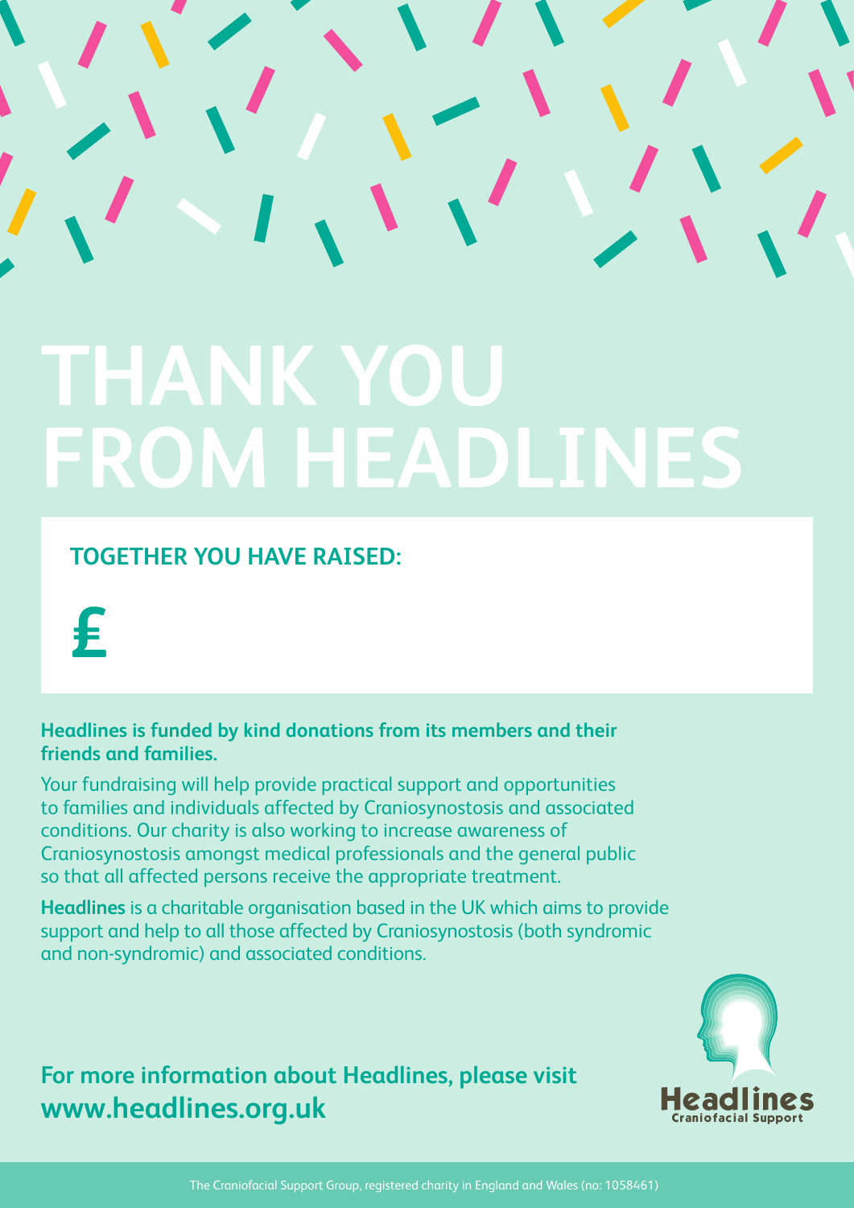# THANK YOU FROM HEADLINES

**TOGETHER YOU HAVE RAISED:**

**£**

**Headlines is funded by kind donations from its members and their friends and families.**

Your fundraising will help provide practical support and opportunities to families and individuals affected by Craniosynostosis and associated conditions. Our charity is also working to increase awareness of Craniosynostosis amongst medical professionals and the general public so that all affected persons receive the appropriate treatment.

**Headlines** is a charitable organisation based in the UK which aims to provide support and help to all those affected by Craniosynostosis (both syndromic and non-syndromic) and associated conditions.

**For more information about Headlines, please visit www.headlines.org.uk**

Headlines
Craniofacial Support

The Craniofacial Support Group, registered charity in England and Wales (no: 1058461)